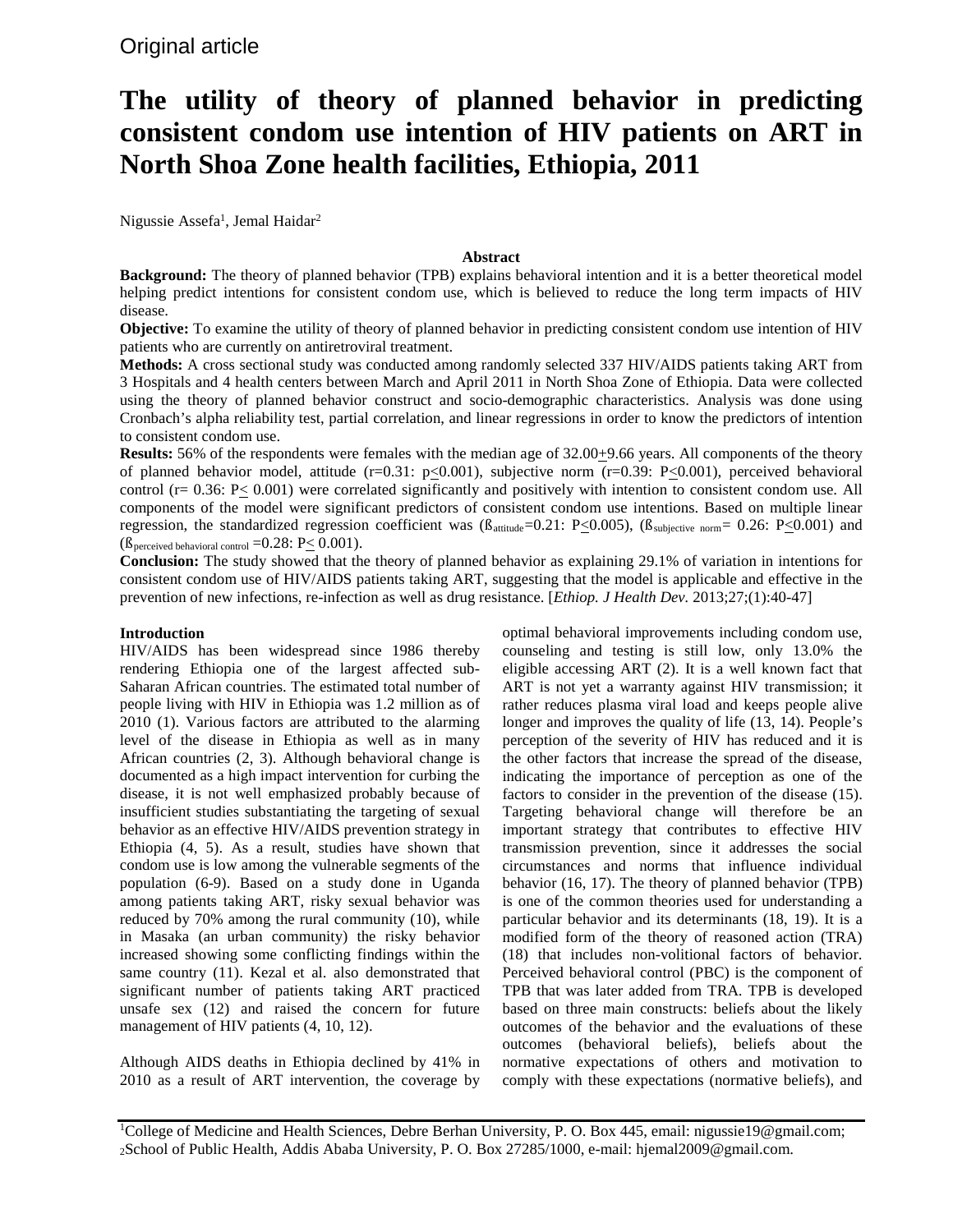Original article

# The utility of theory of planned behavior in predicting consistent condom use intention of HIV patients on ART in North Shoa Zone health facilities, Ethiopia, 2011

Nigussie Assefa[1], Jemal Haidar[2]

## Abstract

**Background:** The theory of planned behavior (TPB) explains behavioral intention and it is a better theoretical model helping predict intentions for consistent condom use, which is believed to reduce the long term impacts of HIV disease.

**Objective:** To examine the utility of theory of planned behavior in predicting consistent condom use intention of HIV patients who are currently on antiretroviral treatment.

**Methods:** A cross sectional study was conducted among randomly selected 337 HIV/AIDS patients taking ART from 3 Hospitals and 4 health centers between March and April 2011 in North Shoa Zone of Ethiopia. Data were collected using the theory of planned behavior construct and socio-demographic characteristics. Analysis was done using Cronbach's alpha reliability test, partial correlation, and linear regressions in order to know the predictors of intention to consistent condom use.

**Results:** 56% of the respondents were females with the median age of 32.00$\pm$9.66 years. All components of the theory of planned behavior model, attitude ($r=0.31$: $p\leq0.001$), subjective norm ($r=0.39$: $P\leq0.001$), perceived behavioral control ($r= 0.36$: $P\leq 0.001$) were correlated significantly and positively with intention to consistent condom use. All components of the model were significant predictors of consistent condom use intentions. Based on multiple linear regression, the standardized regression coefficient was ($\beta_{attitude}=0.21$: $P\leq0.005$), ($\beta_{subjective\ norm}= 0.26$: $P\leq0.001$) and ($\beta_{perceived\ behavioral\ control}=0.28$: $P\leq 0.001$).

**Conclusion:** The study showed that the theory of planned behavior as explaining 29.1% of variation in intentions for consistent condom use of HIV/AIDS patients taking ART, suggesting that the model is applicable and effective in the prevention of new infections, re-infection as well as drug resistance. [*Ethiop. J Health Dev*. 2013;27;(1):40-47]

## Introduction

HIV/AIDS has been widespread since 1986 thereby rendering Ethiopia one of the largest affected sub-Saharan African countries. The estimated total number of people living with HIV in Ethiopia was 1.2 million as of 2010 (1). Various factors are attributed to the alarming level of the disease in Ethiopia as well as in many African countries (2, 3). Although behavioral change is documented as a high impact intervention for curbing the disease, it is not well emphasized probably because of insufficient studies substantiating the targeting of sexual behavior as an effective HIV/AIDS prevention strategy in Ethiopia (4, 5). As a result, studies have shown that condom use is low among the vulnerable segments of the population (6-9). Based on a study done in Uganda among patients taking ART, risky sexual behavior was reduced by 70% among the rural community (10), while in Masaka (an urban community) the risky behavior increased showing some conflicting findings within the same country (11). Kezal et al. also demonstrated that significant number of patients taking ART practiced unsafe sex (12) and raised the concern for future management of HIV patients (4, 10, 12).

Although AIDS deaths in Ethiopia declined by 41% in 2010 as a result of ART intervention, the coverage by optimal behavioral improvements including condom use, counseling and testing is still low, only 13.0% the eligible accessing ART (2). It is a well known fact that ART is not yet a warranty against HIV transmission; it rather reduces plasma viral load and keeps people alive longer and improves the quality of life (13, 14). People's perception of the severity of HIV has reduced and it is the other factors that increase the spread of the disease, indicating the importance of perception as one of the factors to consider in the prevention of the disease (15). Targeting behavioral change will therefore be an important strategy that contributes to effective HIV transmission prevention, since it addresses the social circumstances and norms that influence individual behavior (16, 17). The theory of planned behavior (TPB) is one of the common theories used for understanding a particular behavior and its determinants (18, 19). It is a modified form of the theory of reasoned action (TRA) (18) that includes non-volitional factors of behavior. Perceived behavioral control (PBC) is the component of TPB that was later added from TRA. TPB is developed based on three main constructs: beliefs about the likely outcomes of the behavior and the evaluations of these outcomes (behavioral beliefs), beliefs about the normative expectations of others and motivation to comply with these expectations (normative beliefs), and

[1]College of Medicine and Health Sciences, Debre Berhan University, P. O. Box 445, email: nigussie19@gmail.com;
[2]School of Public Health, Addis Ababa University, P. O. Box 27285/1000, e-mail: hjemal2009@gmail.com.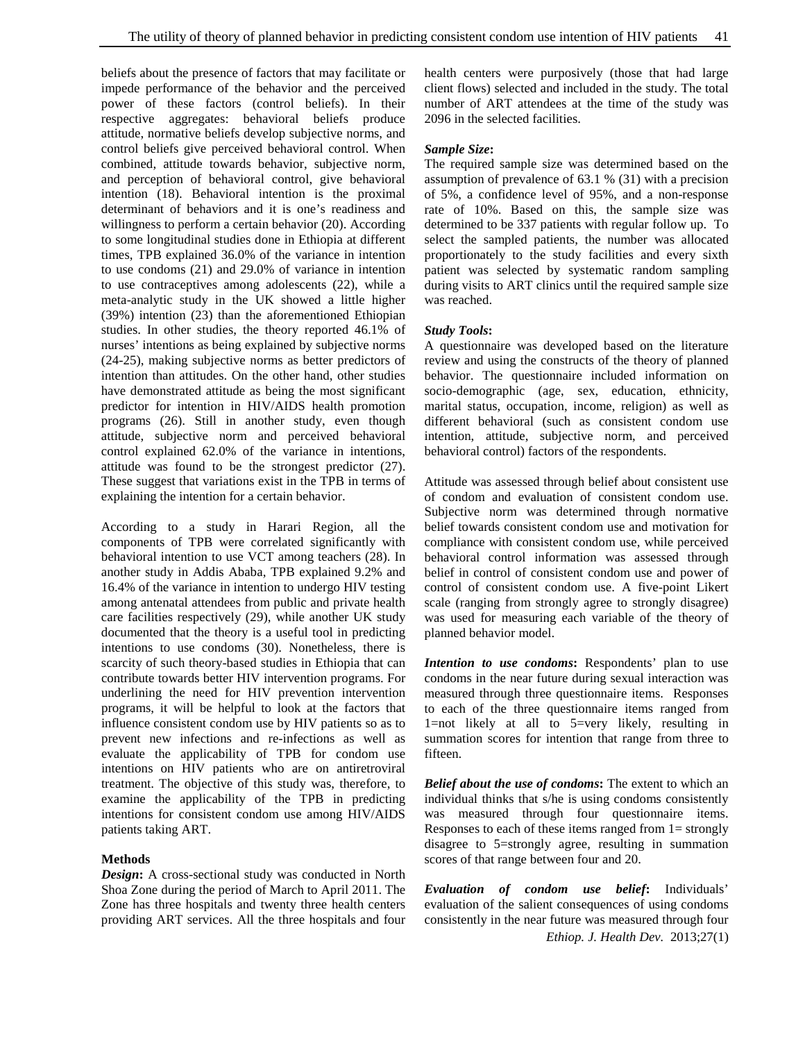beliefs about the presence of factors that may facilitate or impede performance of the behavior and the perceived power of these factors (control beliefs). In their respective aggregates: behavioral beliefs produce attitude, normative beliefs develop subjective norms, and control beliefs give perceived behavioral control. When combined, attitude towards behavior, subjective norm, and perception of behavioral control, give behavioral intention (18). Behavioral intention is the proximal determinant of behaviors and it is one's readiness and willingness to perform a certain behavior (20). According to some longitudinal studies done in Ethiopia at different times, TPB explained 36.0% of the variance in intention to use condoms (21) and 29.0% of variance in intention to use contraceptives among adolescents (22), while a meta-analytic study in the UK showed a little higher (39%) intention (23) than the aforementioned Ethiopian studies. In other studies, the theory reported 46.1% of nurses' intentions as being explained by subjective norms (24-25), making subjective norms as better predictors of intention than attitudes. On the other hand, other studies have demonstrated attitude as being the most significant predictor for intention in HIV/AIDS health promotion programs (26). Still in another study, even though attitude, subjective norm and perceived behavioral control explained 62.0% of the variance in intentions, attitude was found to be the strongest predictor (27). These suggest that variations exist in the TPB in terms of explaining the intention for a certain behavior.

According to a study in Harari Region, all the components of TPB were correlated significantly with behavioral intention to use VCT among teachers (28). In another study in Addis Ababa, TPB explained 9.2% and 16.4% of the variance in intention to undergo HIV testing among antenatal attendees from public and private health care facilities respectively (29), while another UK study documented that the theory is a useful tool in predicting intentions to use condoms (30). Nonetheless, there is scarcity of such theory-based studies in Ethiopia that can contribute towards better HIV intervention programs. For underlining the need for HIV prevention intervention programs, it will be helpful to look at the factors that influence consistent condom use by HIV patients so as to prevent new infections and re-infections as well as evaluate the applicability of TPB for condom use intentions on HIV patients who are on antiretroviral treatment. The objective of this study was, therefore, to examine the applicability of the TPB in predicting intentions for consistent condom use among HIV/AIDS patients taking ART.

## Methods

***Design*:** A cross-sectional study was conducted in North Shoa Zone during the period of March to April 2011. The Zone has three hospitals and twenty three health centers providing ART services. All the three hospitals and four health centers were purposively (those that had large client flows) selected and included in the study. The total number of ART attendees at the time of the study was 2096 in the selected facilities.

***Sample Size*:**
The required sample size was determined based on the assumption of prevalence of 63.1 % (31) with a precision of 5%, a confidence level of 95%, and a non-response rate of 10%. Based on this, the sample size was determined to be 337 patients with regular follow up. To select the sampled patients, the number was allocated proportionately to the study facilities and every sixth patient was selected by systematic random sampling during visits to ART clinics until the required sample size was reached.

***Study Tools*:**
A questionnaire was developed based on the literature review and using the constructs of the theory of planned behavior. The questionnaire included information on socio-demographic (age, sex, education, ethnicity, marital status, occupation, income, religion) as well as different behavioral (such as consistent condom use intention, attitude, subjective norm, and perceived behavioral control) factors of the respondents.

Attitude was assessed through belief about consistent use of condom and evaluation of consistent condom use. Subjective norm was determined through normative belief towards consistent condom use and motivation for compliance with consistent condom use, while perceived behavioral control information was assessed through belief in control of consistent condom use and power of control of consistent condom use. A five-point Likert scale (ranging from strongly agree to strongly disagree) was used for measuring each variable of the theory of planned behavior model.

***Intention to use condoms*:** Respondents' plan to use condoms in the near future during sexual interaction was measured through three questionnaire items. Responses to each of the three questionnaire items ranged from 1=not likely at all to 5=very likely, resulting in summation scores for intention that range from three to fifteen.

***Belief about the use of condoms*:** The extent to which an individual thinks that s/he is using condoms consistently was measured through four questionnaire items. Responses to each of these items ranged from 1= strongly disagree to 5=strongly agree, resulting in summation scores of that range between four and 20.

***Evaluation of condom use belief*:** Individuals' evaluation of the salient consequences of using condoms consistently in the near future was measured through four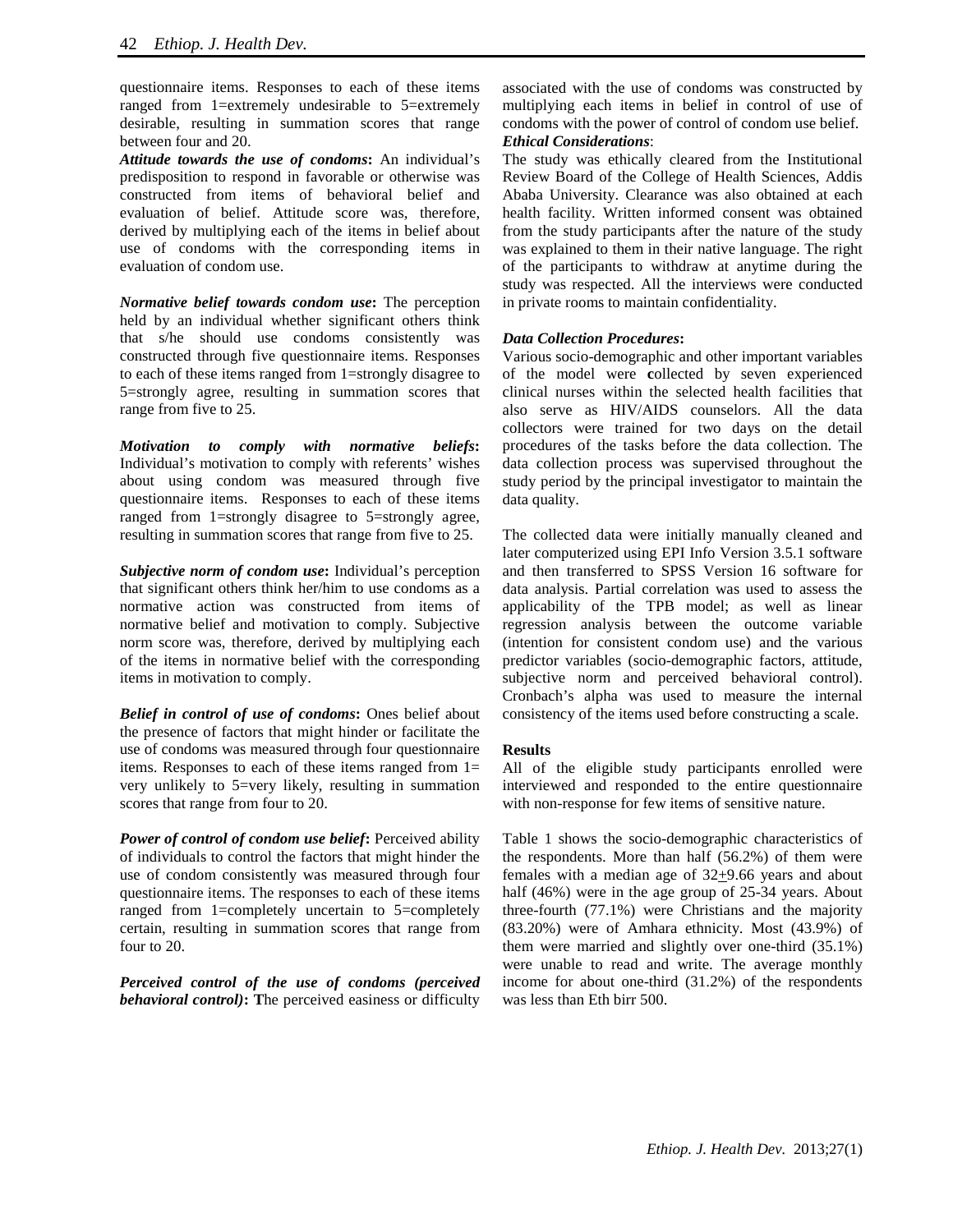questionnaire items. Responses to each of these items ranged from 1=extremely undesirable to 5=extremely desirable, resulting in summation scores that range between four and 20.

***Attitude towards the use of condoms*:** An individual's predisposition to respond in favorable or otherwise was constructed from items of behavioral belief and evaluation of belief. Attitude score was, therefore, derived by multiplying each of the items in belief about use of condoms with the corresponding items in evaluation of condom use.

***Normative belief towards condom use*:** The perception held by an individual whether significant others think that s/he should use condoms consistently was constructed through five questionnaire items. Responses to each of these items ranged from 1=strongly disagree to 5=strongly agree, resulting in summation scores that range from five to 25.

***Motivation to comply with normative beliefs*:** Individual's motivation to comply with referents' wishes about using condom was measured through five questionnaire items. Responses to each of these items ranged from 1=strongly disagree to 5=strongly agree, resulting in summation scores that range from five to 25.

***Subjective norm of condom use*:** Individual's perception that significant others think her/him to use condoms as a normative action was constructed from items of normative belief and motivation to comply. Subjective norm score was, therefore, derived by multiplying each of the items in normative belief with the corresponding items in motivation to comply.

***Belief in control of use of condoms*:** Ones belief about the presence of factors that might hinder or facilitate the use of condoms was measured through four questionnaire items. Responses to each of these items ranged from 1= very unlikely to 5=very likely, resulting in summation scores that range from four to 20.

***Power of control of condom use belief*:** Perceived ability of individuals to control the factors that might hinder the use of condom consistently was measured through four questionnaire items. The responses to each of these items ranged from 1=completely uncertain to 5=completely certain, resulting in summation scores that range from four to 20.

***Perceived control of the use of condoms (perceived behavioral control)*:** **T**he perceived easiness or difficulty associated with the use of condoms was constructed by multiplying each items in belief in control of use of condoms with the power of control of condom use belief.

***Ethical Considerations***:

The study was ethically cleared from the Institutional Review Board of the College of Health Sciences, Addis Ababa University. Clearance was also obtained at each health facility. Written informed consent was obtained from the study participants after the nature of the study was explained to them in their native language. The right of the participants to withdraw at anytime during the study was respected. All the interviews were conducted in private rooms to maintain confidentiality.

***Data Collection Procedures*:**

Various socio-demographic and other important variables of the model were **c**ollected by seven experienced clinical nurses within the selected health facilities that also serve as HIV/AIDS counselors. All the data collectors were trained for two days on the detail procedures of the tasks before the data collection. The data collection process was supervised throughout the study period by the principal investigator to maintain the data quality.

The collected data were initially manually cleaned and later computerized using EPI Info Version 3.5.1 software and then transferred to SPSS Version 16 software for data analysis. Partial correlation was used to assess the applicability of the TPB model; as well as linear regression analysis between the outcome variable (intention for consistent condom use) and the various predictor variables (socio-demographic factors, attitude, subjective norm and perceived behavioral control). Cronbach's alpha was used to measure the internal consistency of the items used before constructing a scale.

**Results**

All of the eligible study participants enrolled were interviewed and responded to the entire questionnaire with non-response for few items of sensitive nature.

Table 1 shows the socio-demographic characteristics of the respondents. More than half (56.2%) of them were females with a median age of $32 \pm 9.66$ years and about half (46%) were in the age group of 25-34 years. About three-fourth (77.1%) were Christians and the majority (83.20%) were of Amhara ethnicity. Most (43.9%) of them were married and slightly over one-third (35.1%) were unable to read and write. The average monthly income for about one-third (31.2%) of the respondents was less than Eth birr 500.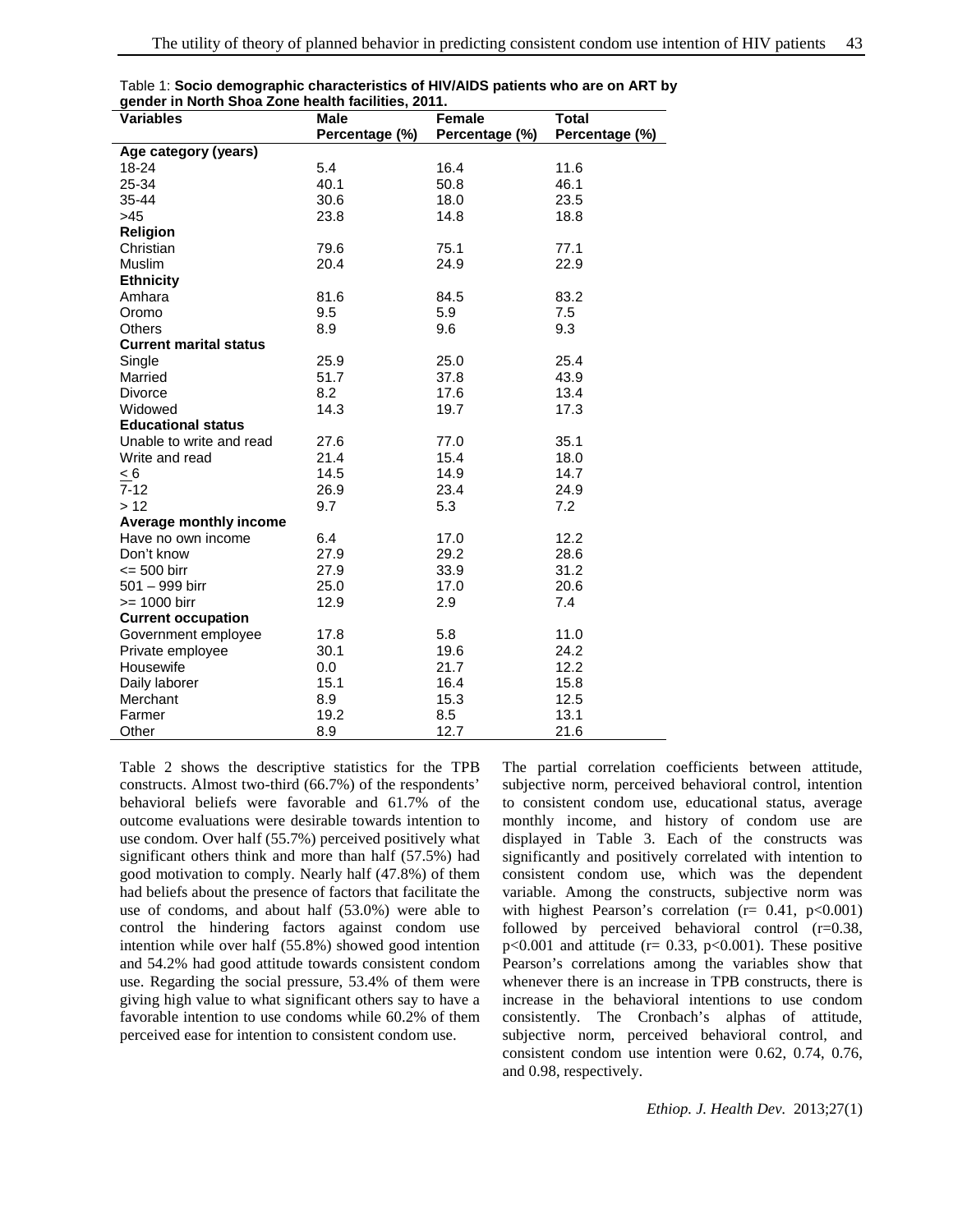Table 1: **Socio demographic characteristics of HIV/AIDS patients who are on ART by gender in North Shoa Zone health facilities, 2011.**

| Variables | Male Percentage (%) | Female Percentage (%) | Total Percentage (%) |
|---|---|---|---|
| **Age category (years)** | | | |
| 18-24 | 5.4 | 16.4 | 11.6 |
| 25-34 | 40.1 | 50.8 | 46.1 |
| 35-44 | 30.6 | 18.0 | 23.5 |
| >45 | 23.8 | 14.8 | 18.8 |
| **Religion** | | | |
| Christian | 79.6 | 75.1 | 77.1 |
| Muslim | 20.4 | 24.9 | 22.9 |
| **Ethnicity** | | | |
| Amhara | 81.6 | 84.5 | 83.2 |
| Oromo | 9.5 | 5.9 | 7.5 |
| Others | 8.9 | 9.6 | 9.3 |
| **Current marital status** | | | |
| Single | 25.9 | 25.0 | 25.4 |
| Married | 51.7 | 37.8 | 43.9 |
| Divorce | 8.2 | 17.6 | 13.4 |
| Widowed | 14.3 | 19.7 | 17.3 |
| **Educational status** | | | |
| Unable to write and read | 27.6 | 77.0 | 35.1 |
| Write and read | 21.4 | 15.4 | 18.0 |
| ≤ 6 | 14.5 | 14.9 | 14.7 |
| 7-12 | 26.9 | 23.4 | 24.9 |
| > 12 | 9.7 | 5.3 | 7.2 |
| **Average monthly income** | | | |
| Have no own income | 6.4 | 17.0 | 12.2 |
| Don't know | 27.9 | 29.2 | 28.6 |
| <= 500 birr | 27.9 | 33.9 | 31.2 |
| 501 – 999 birr | 25.0 | 17.0 | 20.6 |
| >= 1000 birr | 12.9 | 2.9 | 7.4 |
| **Current occupation** | | | |
| Government employee | 17.8 | 5.8 | 11.0 |
| Private employee | 30.1 | 19.6 | 24.2 |
| Housewife | 0.0 | 21.7 | 12.2 |
| Daily laborer | 15.1 | 16.4 | 15.8 |
| Merchant | 8.9 | 15.3 | 12.5 |
| Farmer | 19.2 | 8.5 | 13.1 |
| Other | 8.9 | 12.7 | 21.6 |

Table 2 shows the descriptive statistics for the TPB constructs. Almost two-third (66.7%) of the respondents' behavioral beliefs were favorable and 61.7% of the outcome evaluations were desirable towards intention to use condom. Over half (55.7%) perceived positively what significant others think and more than half (57.5%) had good motivation to comply. Nearly half (47.8%) of them had beliefs about the presence of factors that facilitate the use of condoms, and about half (53.0%) were able to control the hindering factors against condom use intention while over half (55.8%) showed good intention and 54.2% had good attitude towards consistent condom use. Regarding the social pressure, 53.4% of them were giving high value to what significant others say to have a favorable intention to use condoms while 60.2% of them perceived ease for intention to consistent condom use.

The partial correlation coefficients between attitude, subjective norm, perceived behavioral control, intention to consistent condom use, educational status, average monthly income, and history of condom use are displayed in Table 3. Each of the constructs was significantly and positively correlated with intention to consistent condom use, which was the dependent variable. Among the constructs, subjective norm was with highest Pearson's correlation ($r = 0.41$, $p<0.001$) followed by perceived behavioral control ($r=0.38$, $p<0.001$) and attitude ($r = 0.33$, $p<0.001$). These positive Pearson's correlations among the variables show that whenever there is an increase in TPB constructs, there is increase in the behavioral intentions to use condom consistently. The Cronbach's alphas of attitude, subjective norm, perceived behavioral control, and consistent condom use intention were 0.62, 0.74, 0.76, and 0.98, respectively.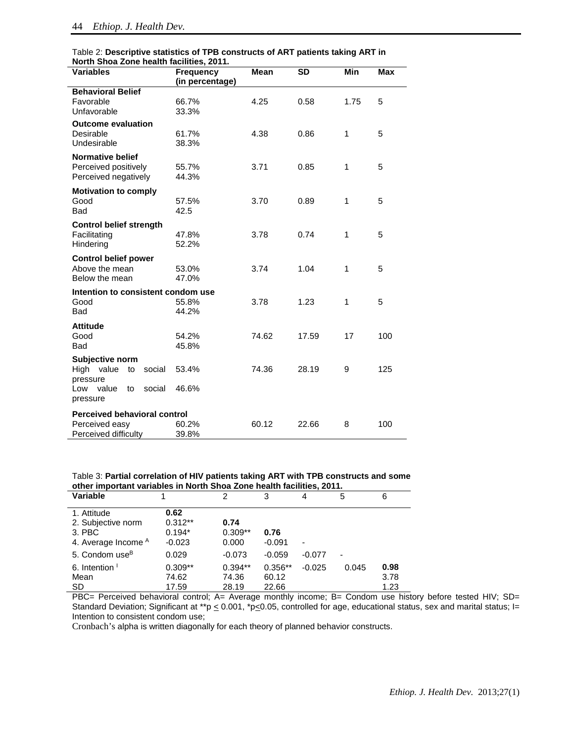Table 2: **Descriptive statistics of TPB constructs of ART patients taking ART in North Shoa Zone health facilities, 2011.**

| Variables | Frequency (in percentage) | Mean | SD | Min | Max |
|---|---|---|---|---|---|
| **Behavioral Belief** | | | | | |
| Favorable | 66.7% | 4.25 | 0.58 | 1.75 | 5 |
| Unfavorable | 33.3% | | | | |
| **Outcome evaluation** | | | | | |
| Desirable | 61.7% | 4.38 | 0.86 | 1 | 5 |
| Undesirable | 38.3% | | | | |
| **Normative belief** | | | | | |
| Perceived positively | 55.7% | 3.71 | 0.85 | 1 | 5 |
| Perceived negatively | 44.3% | | | | |
| **Motivation to comply** | | | | | |
| Good | 57.5% | 3.70 | 0.89 | 1 | 5 |
| Bad | 42.5 | | | | |
| **Control belief strength** | | | | | |
| Facilitating | 47.8% | 3.78 | 0.74 | 1 | 5 |
| Hindering | 52.2% | | | | |
| **Control belief power** | | | | | |
| Above the mean | 53.0% | 3.74 | 1.04 | 1 | 5 |
| Below the mean | 47.0% | | | | |
| **Intention to consistent condom use** | | | | | |
| Good | 55.8% | 3.78 | 1.23 | 1 | 5 |
| Bad | 44.2% | | | | |
| **Attitude** | | | | | |
| Good | 54.2% | 74.62 | 17.59 | 17 | 100 |
| Bad | 45.8% | | | | |
| **Subjective norm** | | | | | |
| High value to social pressure | 53.4% | 74.36 | 28.19 | 9 | 125 |
| Low value to social pressure | 46.6% | | | | |
| **Perceived behavioral control** | | | | | |
| Perceived easy | 60.2% | 60.12 | 22.66 | 8 | 100 |
| Perceived difficulty | 39.8% | | | | |

Table 3: **Partial correlation of HIV patients taking ART with TPB constructs and some other important variables in North Shoa Zone health facilities, 2011.**

| Variable | 1 | 2 | 3 | 4 | 5 | 6 |
|---|---|---|---|---|---|---|
| 1. Attitude | **0.62** | | | | | |
| 2. Subjective norm | 0.312** | **0.74** | | | | |
| 3. PBC | 0.194* | 0.309** | **0.76** | | | |
| 4. Average Income [A] | -0.023 | 0.000 | -0.091 | - | | |
| 5. Condom use[B] | 0.029 | -0.073 | -0.059 | -0.077 | - | |
| 6. Intention [I] | 0.309** | 0.394** | 0.356** | -0.025 | 0.045 | **0.98** |
| Mean | 74.62 | 74.36 | 60.12 | | | 3.78 |
| SD | 17.59 | 28.19 | 22.66 | | | 1.23 |

PBC= Perceived behavioral control; A= Average monthly income; B= Condom use history before tested HIV; SD= Standard Deviation; Significant at **p ≤ 0.001, *p≤0.05, controlled for age, educational status, sex and marital status; I= Intention to consistent condom use;

Cronbach's alpha is written diagonally for each theory of planned behavior constructs.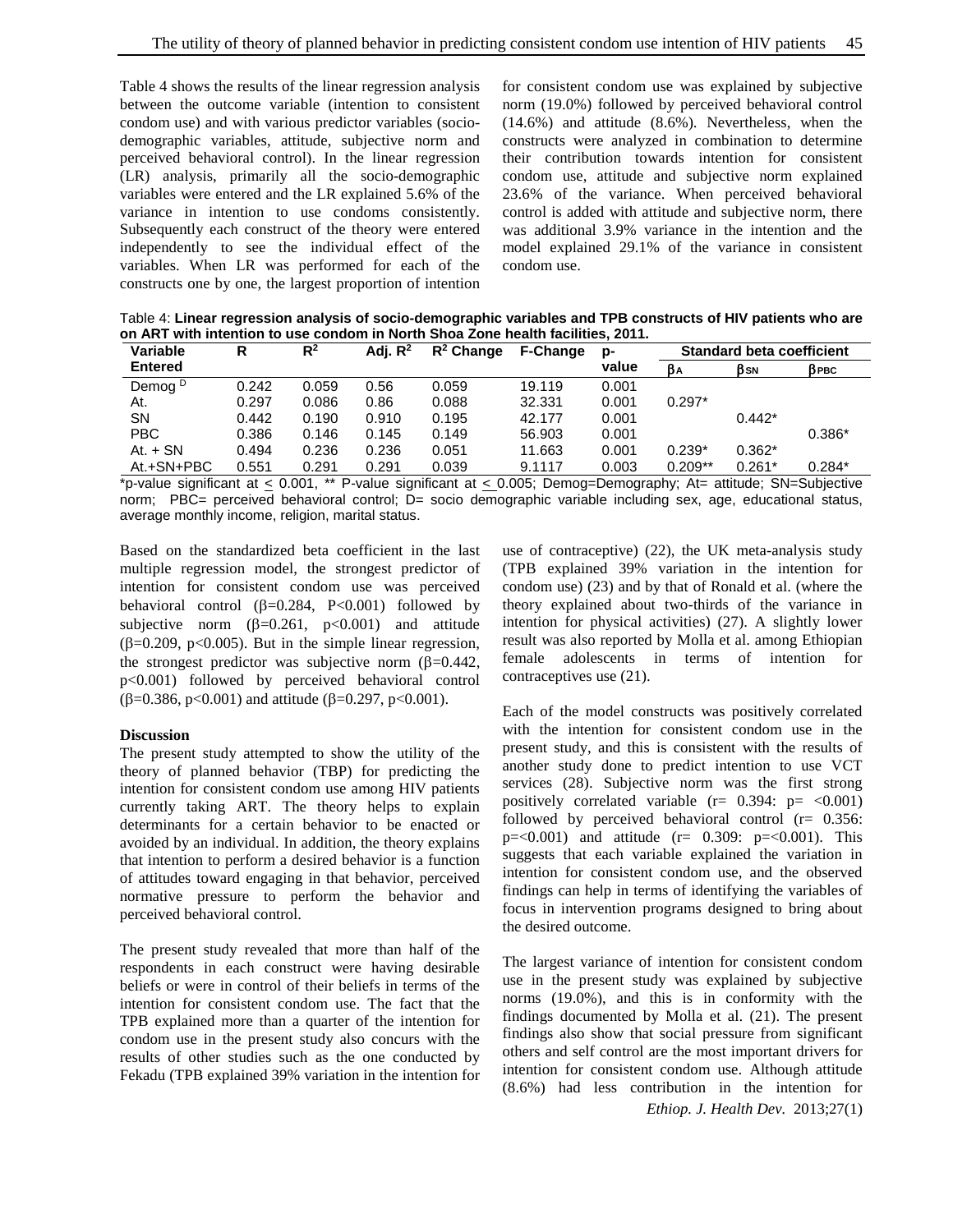Table 4 shows the results of the linear regression analysis between the outcome variable (intention to consistent condom use) and with various predictor variables (socio-demographic variables, attitude, subjective norm and perceived behavioral control). In the linear regression (LR) analysis, primarily all the socio-demographic variables were entered and the LR explained 5.6% of the variance in intention to use condoms consistently. Subsequently each construct of the theory were entered independently to see the individual effect of the variables. When LR was performed for each of the constructs one by one, the largest proportion of intention for consistent condom use was explained by subjective norm (19.0%) followed by perceived behavioral control (14.6%) and attitude (8.6%). Nevertheless, when the constructs were analyzed in combination to determine their contribution towards intention for consistent condom use, attitude and subjective norm explained 23.6% of the variance. When perceived behavioral control is added with attitude and subjective norm, there was additional 3.9% variance in the intention and the model explained 29.1% of the variance in consistent condom use.

Table 4: **Linear regression analysis of socio-demographic variables and TPB constructs of HIV patients who are on ART with intention to use condom in North Shoa Zone health facilities, 2011.**

| Variable Entered | R | $R^2$ | Adj. $R^2$ | $R^2$ Change | F-Change | p-value | Standard beta coefficient | | |
|---|---|---|---|---|---|---|---|---|---|
| | | | | | | | $\beta_A$ | $\beta_{SN}$ | $\beta_{PBC}$ |
| Demog [D] | 0.242 | 0.059 | 0.56 | 0.059 | 19.119 | 0.001 | | | |
| At. | 0.297 | 0.086 | 0.86 | 0.088 | 32.331 | 0.001 | 0.297* | | |
| SN | 0.442 | 0.190 | 0.910 | 0.195 | 42.177 | 0.001 | | 0.442* | |
| PBC | 0.386 | 0.146 | 0.145 | 0.149 | 56.903 | 0.001 | | | 0.386* |
| At. + SN | 0.494 | 0.236 | 0.236 | 0.051 | 11.663 | 0.001 | 0.239* | 0.362* | |
| At.+SN+PBC | 0.551 | 0.291 | 0.291 | 0.039 | 9.1117 | 0.003 | 0.209** | 0.261* | 0.284* |

*p-value significant at $\leq$ 0.001, ** P-value significant at $\leq$ 0.005; Demog=Demography; At= attitude; SN=Subjective norm; PBC= perceived behavioral control; D= socio demographic variable including sex, age, educational status, average monthly income, religion, marital status.

Based on the standardized beta coefficient in the last multiple regression model, the strongest predictor of intention for consistent condom use was perceived behavioral control ($\beta$=0.284, P<0.001) followed by subjective norm ($\beta$=0.261, p<0.001) and attitude ($\beta$=0.209, p<0.005). But in the simple linear regression, the strongest predictor was subjective norm ($\beta$=0.442, p<0.001) followed by perceived behavioral control ($\beta$=0.386, p<0.001) and attitude ($\beta$=0.297, p<0.001).

## Discussion

The present study attempted to show the utility of the theory of planned behavior (TBP) for predicting the intention for consistent condom use among HIV patients currently taking ART. The theory helps to explain determinants for a certain behavior to be enacted or avoided by an individual. In addition, the theory explains that intention to perform a desired behavior is a function of attitudes toward engaging in that behavior, perceived normative pressure to perform the behavior and perceived behavioral control.

The present study revealed that more than half of the respondents in each construct were having desirable beliefs or were in control of their beliefs in terms of the intention for consistent condom use. The fact that the TPB explained more than a quarter of the intention for condom use in the present study also concurs with the results of other studies such as the one conducted by Fekadu (TPB explained 39% variation in the intention for use of contraceptive) (22), the UK meta-analysis study (TPB explained 39% variation in the intention for condom use) (23) and by that of Ronald et al. (where the theory explained about two-thirds of the variance in intention for physical activities) (27). A slightly lower result was also reported by Molla et al. among Ethiopian female adolescents in terms of intention for contraceptives use (21).

Each of the model constructs was positively correlated with the intention for consistent condom use in the present study, and this is consistent with the results of another study done to predict intention to use VCT services (28). Subjective norm was the first strong positively correlated variable (r= 0.394: p= <0.001) followed by perceived behavioral control (r= 0.356: p=<0.001) and attitude (r= 0.309: p=<0.001). This suggests that each variable explained the variation in intention for consistent condom use, and the observed findings can help in terms of identifying the variables of focus in intervention programs designed to bring about the desired outcome.

The largest variance of intention for consistent condom use in the present study was explained by subjective norms (19.0%), and this is in conformity with the findings documented by Molla et al. (21). The present findings also show that social pressure from significant others and self control are the most important drivers for intention for consistent condom use. Although attitude (8.6%) had less contribution in the intention for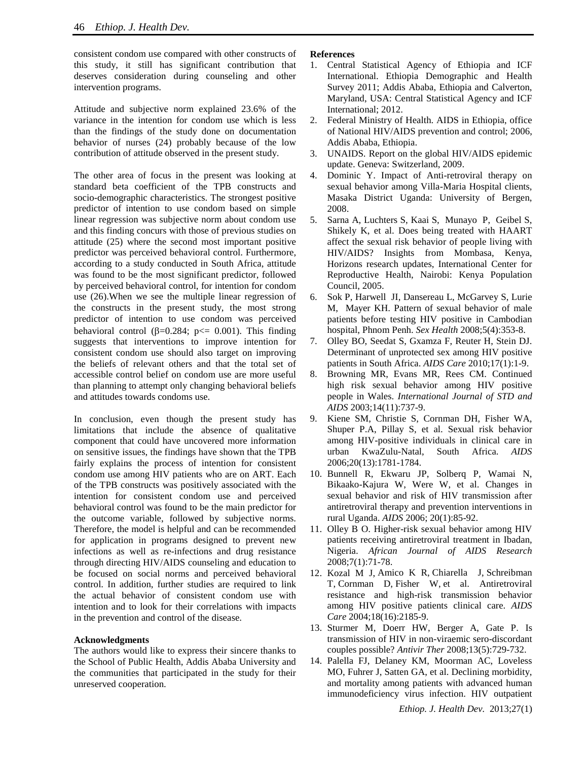consistent condom use compared with other constructs of this study, it still has significant contribution that deserves consideration during counseling and other intervention programs.

Attitude and subjective norm explained 23.6% of the variance in the intention for condom use which is less than the findings of the study done on documentation behavior of nurses (24) probably because of the low contribution of attitude observed in the present study.

The other area of focus in the present was looking at standard beta coefficient of the TPB constructs and socio-demographic characteristics. The strongest positive predictor of intention to use condom based on simple linear regression was subjective norm about condom use and this finding concurs with those of previous studies on attitude (25) where the second most important positive predictor was perceived behavioral control. Furthermore, according to a study conducted in South Africa, attitude was found to be the most significant predictor, followed by perceived behavioral control, for intention for condom use (26).When we see the multiple linear regression of the constructs in the present study, the most strong predictor of intention to use condom was perceived behavioral control ($\beta$=0.284; $p <= 0.001$). This finding suggests that interventions to improve intention for consistent condom use should also target on improving the beliefs of relevant others and that the total set of accessible control belief on condom use are more useful than planning to attempt only changing behavioral beliefs and attitudes towards condoms use.

In conclusion, even though the present study has limitations that include the absence of qualitative component that could have uncovered more information on sensitive issues, the findings have shown that the TPB fairly explains the process of intention for consistent condom use among HIV patients who are on ART. Each of the TPB constructs was positively associated with the intention for consistent condom use and perceived behavioral control was found to be the main predictor for the outcome variable, followed by subjective norms. Therefore, the model is helpful and can be recommended for application in programs designed to prevent new infections as well as re-infections and drug resistance through directing HIV/AIDS counseling and education to be focused on social norms and perceived behavioral control. In addition, further studies are required to link the actual behavior of consistent condom use with intention and to look for their correlations with impacts in the prevention and control of the disease.

**Acknowledgments**

The authors would like to express their sincere thanks to the School of Public Health, Addis Ababa University and the communities that participated in the study for their unreserved cooperation.

**References**

1. Central Statistical Agency of Ethiopia and ICF International. Ethiopia Demographic and Health Survey 2011; Addis Ababa, Ethiopia and Calverton, Maryland, USA: Central Statistical Agency and ICF International; 2012.
2. Federal Ministry of Health. AIDS in Ethiopia, office of National HIV/AIDS prevention and control; 2006, Addis Ababa, Ethiopia.
3. UNAIDS. Report on the global HIV/AIDS epidemic update. Geneva: Switzerland, 2009.
4. Dominic Y. Impact of Anti-retroviral therapy on sexual behavior among Villa-Maria Hospital clients, Masaka District Uganda: University of Bergen, 2008.
5. Sarna A, Luchters S, Kaai S, Munayo P, Geibel S, Shikely K, et al. Does being treated with HAART affect the sexual risk behavior of people living with HIV/AIDS? Insights from Mombasa, Kenya, Horizons research updates, International Center for Reproductive Health, Nairobi: Kenya Population Council, 2005.
6. Sok P, Harwell JI, Dansereau L, McGarvey S, Lurie M, Mayer KH. Pattern of sexual behavior of male patients before testing HIV positive in Cambodian hospital, Phnom Penh. *Sex Health* 2008;5(4):353-8.
7. Olley BO, Seedat S, Gxamza F, Reuter H, Stein DJ. Determinant of unprotected sex among HIV positive patients in South Africa. *AIDS Care* 2010;17(1):1-9.
8. Browning MR, Evans MR, Rees CM. Continued high risk sexual behavior among HIV positive people in Wales. *International Journal of STD and AIDS* 2003;14(11):737-9.
9. Kiene SM, Christie S, Cornman DH, Fisher WA, Shuper P.A, Pillay S, et al. Sexual risk behavior among HIV-positive individuals in clinical care in urban KwaZulu-Natal, South Africa. *AIDS* 2006;20(13):1781-1784.
10. Bunnell R, Ekwaru JP, Solberq P, Wamai N, Bikaako-Kajura W, Were W, et al. Changes in sexual behavior and risk of HIV transmission after antiretroviral therapy and prevention interventions in rural Uganda. *AIDS* 2006; 20(1):85-92.
11. Olley B O. Higher-risk sexual behavior among HIV patients receiving antiretroviral treatment in Ibadan, Nigeria. *African Journal of AIDS Research* 2008;7(1):71-78.
12. Kozal M J, Amico K R, Chiarella J, Schreibman T, Cornman D, Fisher W, et al. Antiretroviral resistance and high-risk transmission behavior among HIV positive patients clinical care. *AIDS Care* 2004;18(16):2185-9.
13. Sturmer M, Doerr HW, Berger A, Gate P. Is transmission of HIV in non-viraemic sero-discordant couples possible? *Antivir Ther* 2008;13(5):729-732.
14. Palella FJ, Delaney KM, Moorman AC, Loveless MO, Fuhrer J, Satten GA, et al. Declining morbidity, and mortality among patients with advanced human immunodeficiency virus infection. HIV outpatient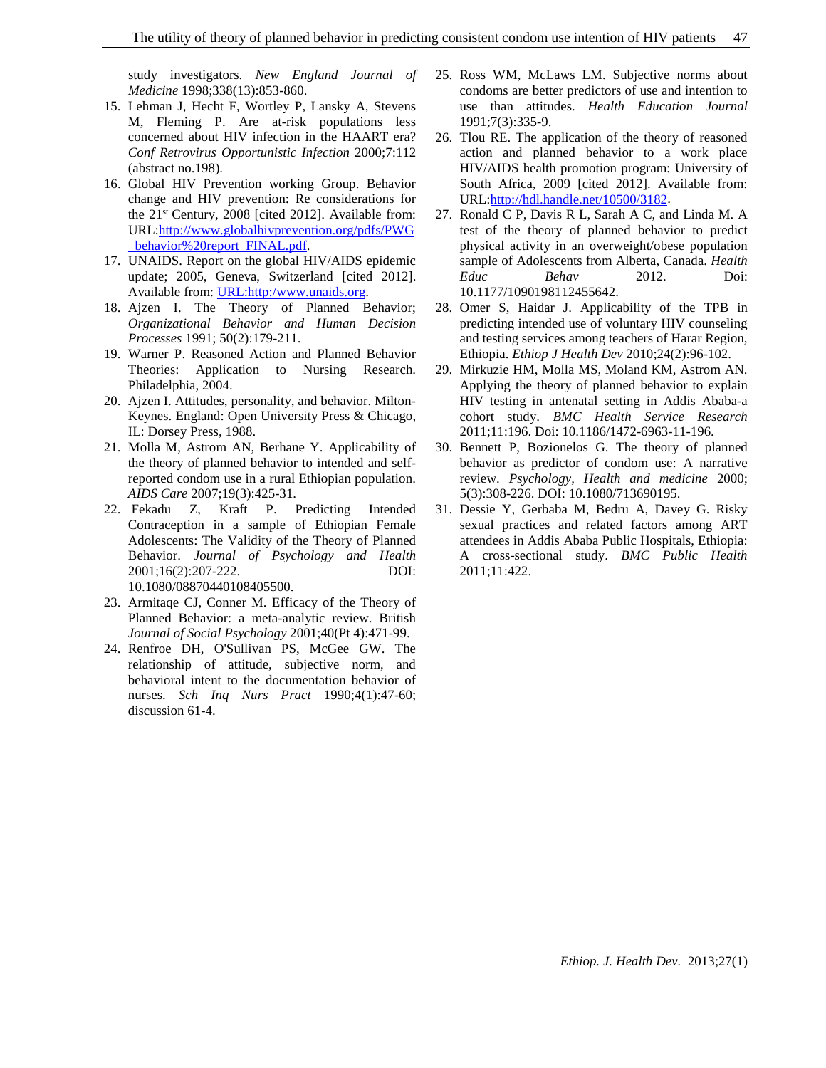study investigators. *New England Journal of Medicine* 1998;338(13):853-860.

15. Lehman J, Hecht F, Wortley P, Lansky A, Stevens M, Fleming P. Are at-risk populations less concerned about HIV infection in the HAART era? *Conf Retrovirus Opportunistic Infection* 2000;7:112 (abstract no.198).
16. Global HIV Prevention working Group. Behavior change and HIV prevention: Re considerations for the 21st Century, 2008 [cited 2012]. Available from: URL:http://www.globalhivprevention.org/pdfs/PWG_behavior%20report_FINAL.pdf.
17. UNAIDS. Report on the global HIV/AIDS epidemic update; 2005, Geneva, Switzerland [cited 2012]. Available from: URL:http:/www.unaids.org.
18. Ajzen I. The Theory of Planned Behavior; *Organizational Behavior and Human Decision Processes* 1991; 50(2):179-211.
19. Warner P. Reasoned Action and Planned Behavior Theories: Application to Nursing Research. Philadelphia, 2004.
20. Ajzen I. Attitudes, personality, and behavior. Milton-Keynes. England: Open University Press & Chicago, IL: Dorsey Press, 1988.
21. Molla M, Astrom AN, Berhane Y. Applicability of the theory of planned behavior to intended and self-reported condom use in a rural Ethiopian population. *AIDS Care* 2007;19(3):425-31.
22. Fekadu Z, Kraft P. Predicting Intended Contraception in a sample of Ethiopian Female Adolescents: The Validity of the Theory of Planned Behavior. *Journal of Psychology and Health* 2001;16(2):207-222. DOI: 10.1080/08870440108405500.
23. Armitaqe CJ, Conner M. Efficacy of the Theory of Planned Behavior: a meta-analytic review. British *Journal of Social Psychology* 2001;40(Pt 4):471-99.
24. Renfroe DH, O'Sullivan PS, McGee GW. The relationship of attitude, subjective norm, and behavioral intent to the documentation behavior of nurses. *Sch Inq Nurs Pract* 1990;4(1):47-60; discussion 61-4.
25. Ross WM, McLaws LM. Subjective norms about condoms are better predictors of use and intention to use than attitudes. *Health Education Journal* 1991;7(3):335-9.
26. Tlou RE. The application of the theory of reasoned action and planned behavior to a work place HIV/AIDS health promotion program: University of South Africa, 2009 [cited 2012]. Available from: URL:http://hdl.handle.net/10500/3182.
27. Ronald C P, Davis R L, Sarah A C, and Linda M. A test of the theory of planned behavior to predict physical activity in an overweight/obese population sample of Adolescents from Alberta, Canada. *Health Educ Behav* 2012. Doi: 10.1177/1090198112455642.
28. Omer S, Haidar J. Applicability of the TPB in predicting intended use of voluntary HIV counseling and testing services among teachers of Harar Region, Ethiopia. *Ethiop J Health Dev* 2010;24(2):96-102.
29. Mirkuzie HM, Molla MS, Moland KM, Astrom AN. Applying the theory of planned behavior to explain HIV testing in antenatal setting in Addis Ababa-a cohort study. *BMC Health Service Research* 2011;11:196. Doi: 10.1186/1472-6963-11-196.
30. Bennett P, Bozionelos G. The theory of planned behavior as predictor of condom use: A narrative review. *Psychology, Health and medicine* 2000; 5(3):308-226. DOI: 10.1080/713690195.
31. Dessie Y, Gerbaba M, Bedru A, Davey G. Risky sexual practices and related factors among ART attendees in Addis Ababa Public Hospitals, Ethiopia: A cross-sectional study. *BMC Public Health* 2011;11:422.